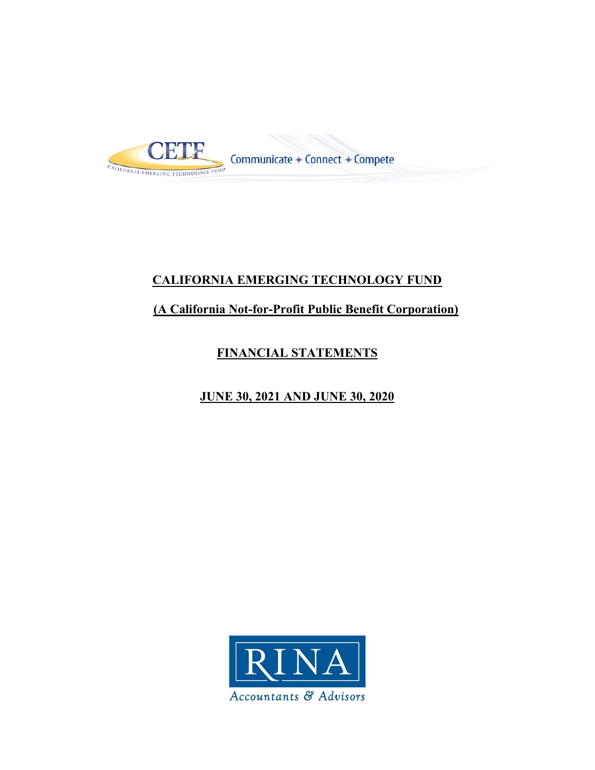CETF

CALIFORNIA EMERGING TECHNOLOGY FUND

Communicate + Connect + Compete

# CALIFORNIA EMERGING TECHNOLOGY FUND

## (A California Not-for-Profit Public Benefit Corporation)

## FINANCIAL STATEMENTS

## JUNE 30, 2021 AND JUNE 30, 2020

RINA

Accountants & Advisors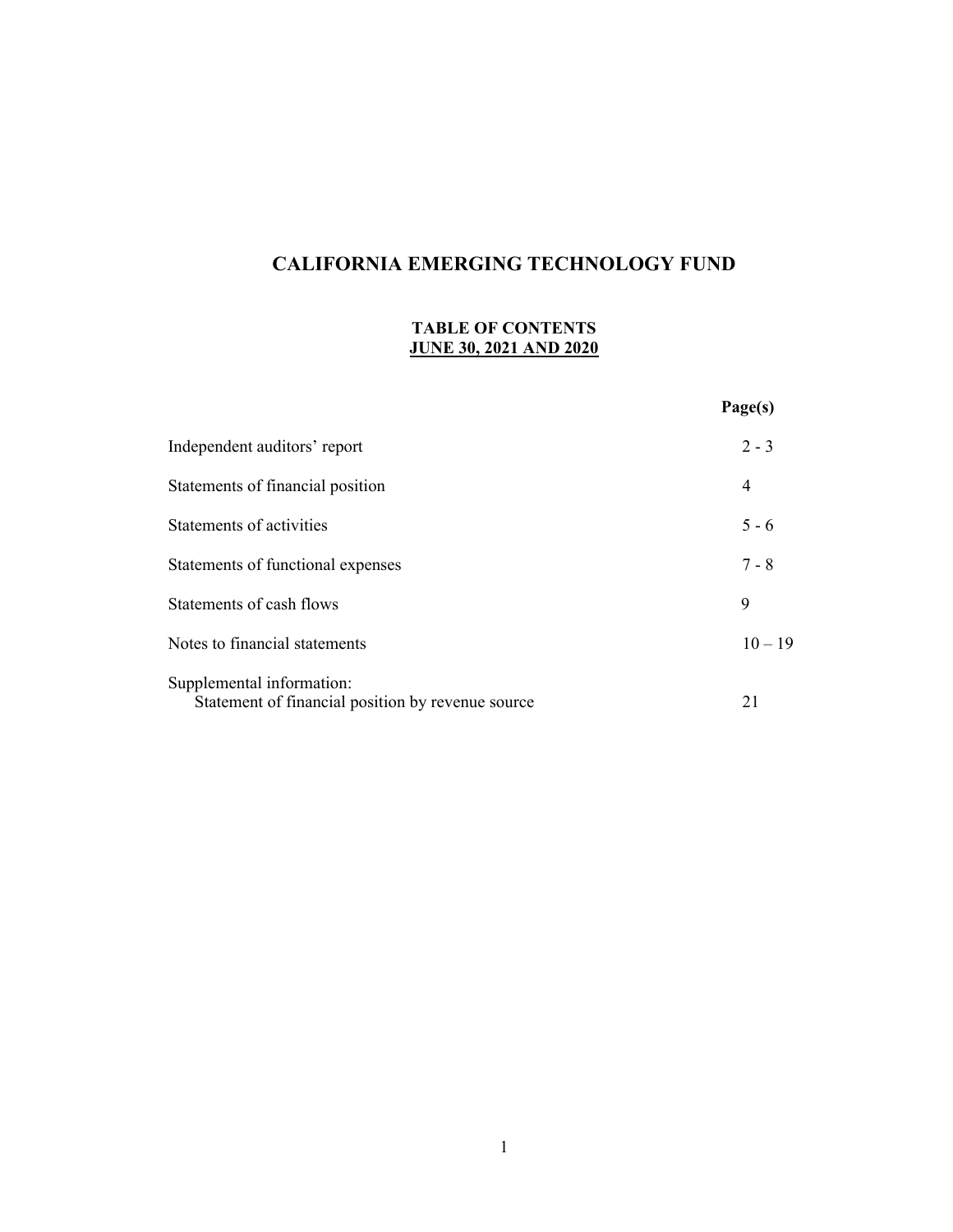# CALIFORNIA EMERGING TECHNOLOGY FUND

## TABLE OF CONTENTS
## JUNE 30, 2021 AND 2020

| | Page(s) |
|---|---|
| Independent auditors' report | 2 - 3 |
| Statements of financial position | 4 |
| Statements of activities | 5 - 6 |
| Statements of functional expenses | 7 - 8 |
| Statements of cash flows | 9 |
| Notes to financial statements | 10 – 19 |
| Supplemental information: | |
| Statement of financial position by revenue source | 21 |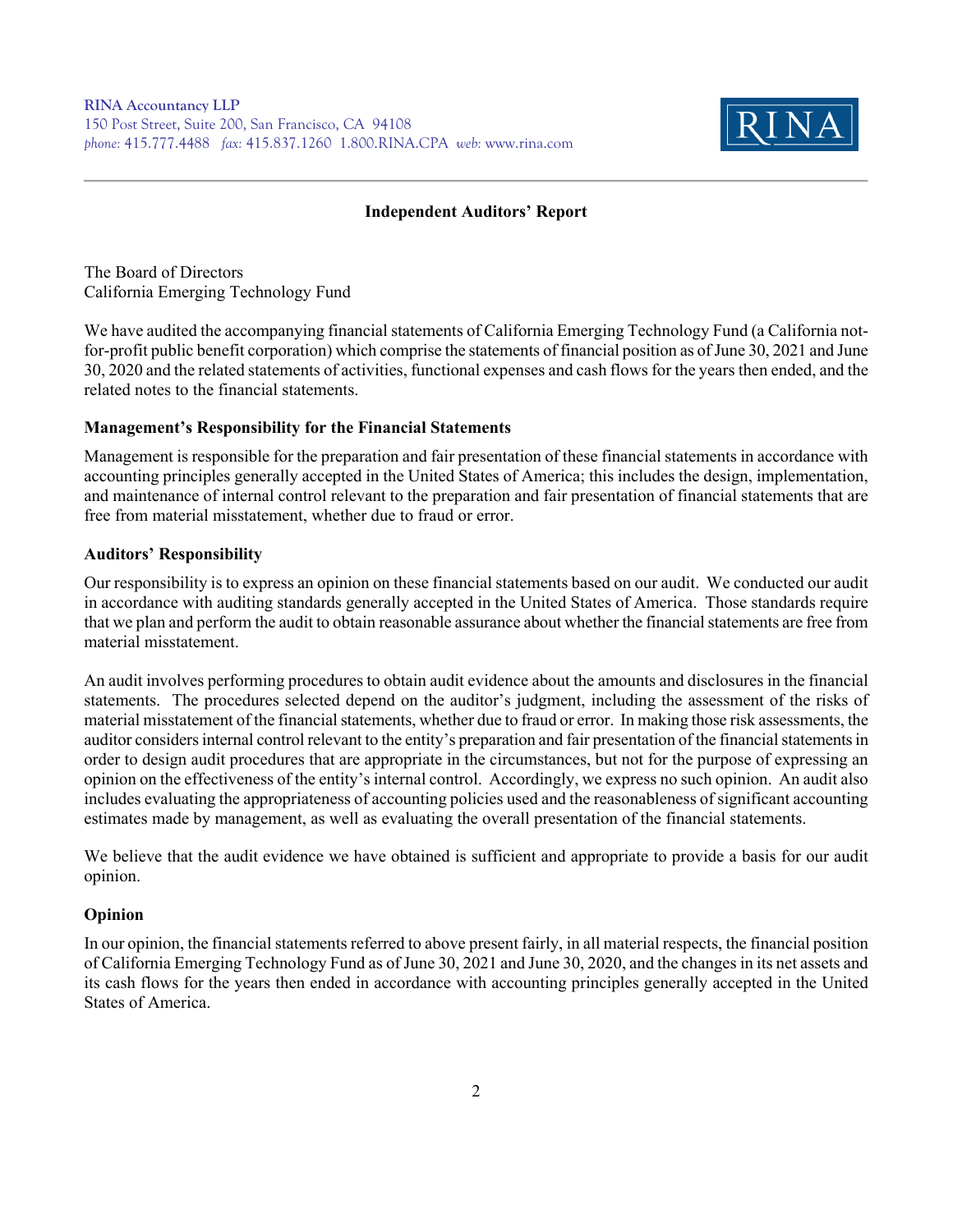RINA Accountancy LLP
150 Post Street, Suite 200, San Francisco, CA 94108
*phone:* 415.777.4488 *fax:* 415.837.1260 1.800.RINA.CPA *web:* www.rina.com

RINA

## Independent Auditors' Report

The Board of Directors
California Emerging Technology Fund

We have audited the accompanying financial statements of California Emerging Technology Fund (a California not-for-profit public benefit corporation) which comprise the statements of financial position as of June 30, 2021 and June 30, 2020 and the related statements of activities, functional expenses and cash flows for the years then ended, and the related notes to the financial statements.

### Management's Responsibility for the Financial Statements

Management is responsible for the preparation and fair presentation of these financial statements in accordance with accounting principles generally accepted in the United States of America; this includes the design, implementation, and maintenance of internal control relevant to the preparation and fair presentation of financial statements that are free from material misstatement, whether due to fraud or error.

### Auditors' Responsibility

Our responsibility is to express an opinion on these financial statements based on our audit. We conducted our audit in accordance with auditing standards generally accepted in the United States of America. Those standards require that we plan and perform the audit to obtain reasonable assurance about whether the financial statements are free from material misstatement.

An audit involves performing procedures to obtain audit evidence about the amounts and disclosures in the financial statements. The procedures selected depend on the auditor's judgment, including the assessment of the risks of material misstatement of the financial statements, whether due to fraud or error. In making those risk assessments, the auditor considers internal control relevant to the entity's preparation and fair presentation of the financial statements in order to design audit procedures that are appropriate in the circumstances, but not for the purpose of expressing an opinion on the effectiveness of the entity's internal control. Accordingly, we express no such opinion. An audit also includes evaluating the appropriateness of accounting policies used and the reasonableness of significant accounting estimates made by management, as well as evaluating the overall presentation of the financial statements.

We believe that the audit evidence we have obtained is sufficient and appropriate to provide a basis for our audit opinion.

### Opinion

In our opinion, the financial statements referred to above present fairly, in all material respects, the financial position of California Emerging Technology Fund as of June 30, 2021 and June 30, 2020, and the changes in its net assets and its cash flows for the years then ended in accordance with accounting principles generally accepted in the United States of America.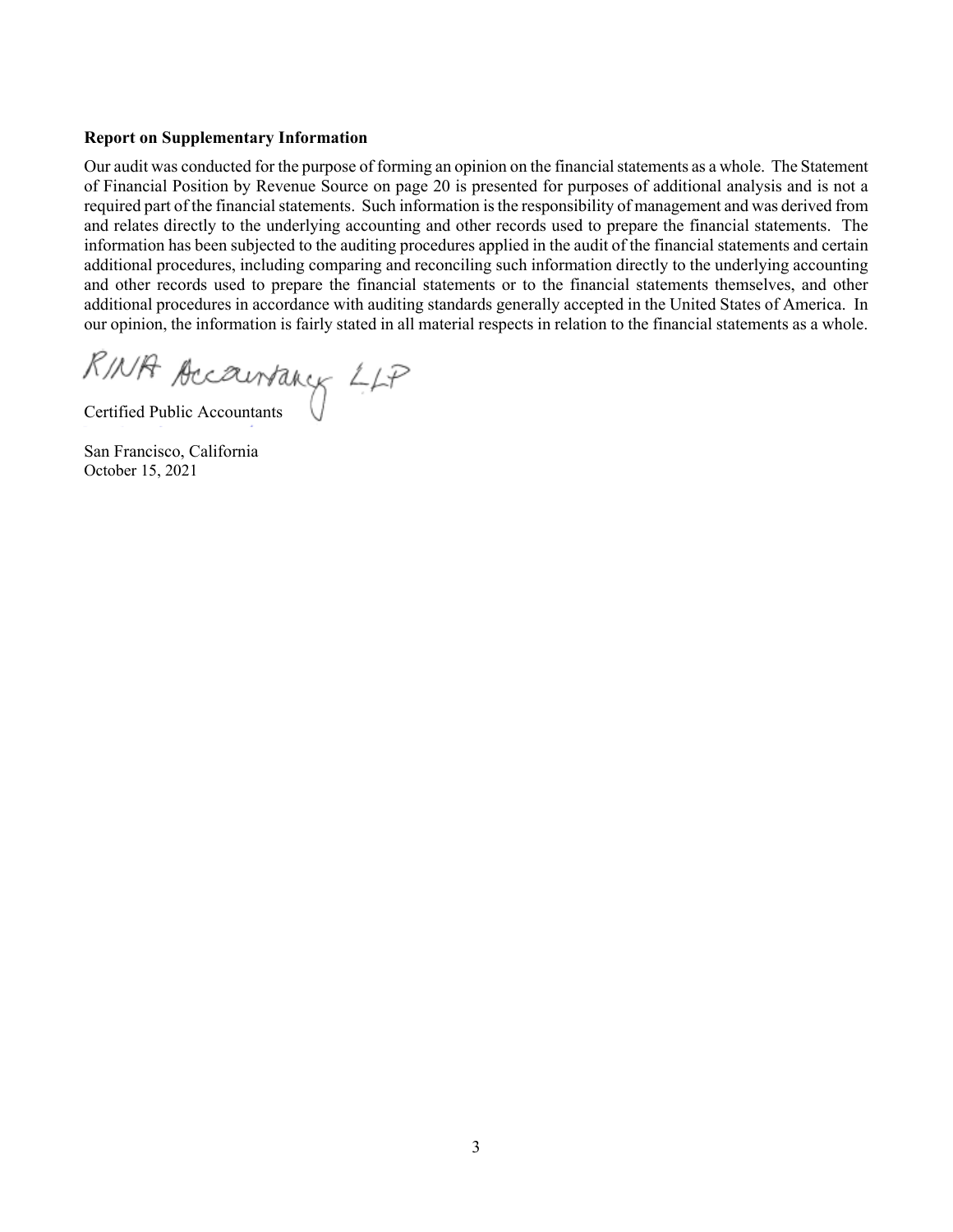**Report on Supplementary Information**

Our audit was conducted for the purpose of forming an opinion on the financial statements as a whole. The Statement of Financial Position by Revenue Source on page 20 is presented for purposes of additional analysis and is not a required part of the financial statements. Such information is the responsibility of management and was derived from and relates directly to the underlying accounting and other records used to prepare the financial statements. The information has been subjected to the auditing procedures applied in the audit of the financial statements and certain additional procedures, including comparing and reconciling such information directly to the underlying accounting and other records used to prepare the financial statements or to the financial statements themselves, and other additional procedures in accordance with auditing standards generally accepted in the United States of America. In our opinion, the information is fairly stated in all material respects in relation to the financial statements as a whole.

RINA Accountancy LLP

Certified Public Accountants

San Francisco, California
October 15, 2021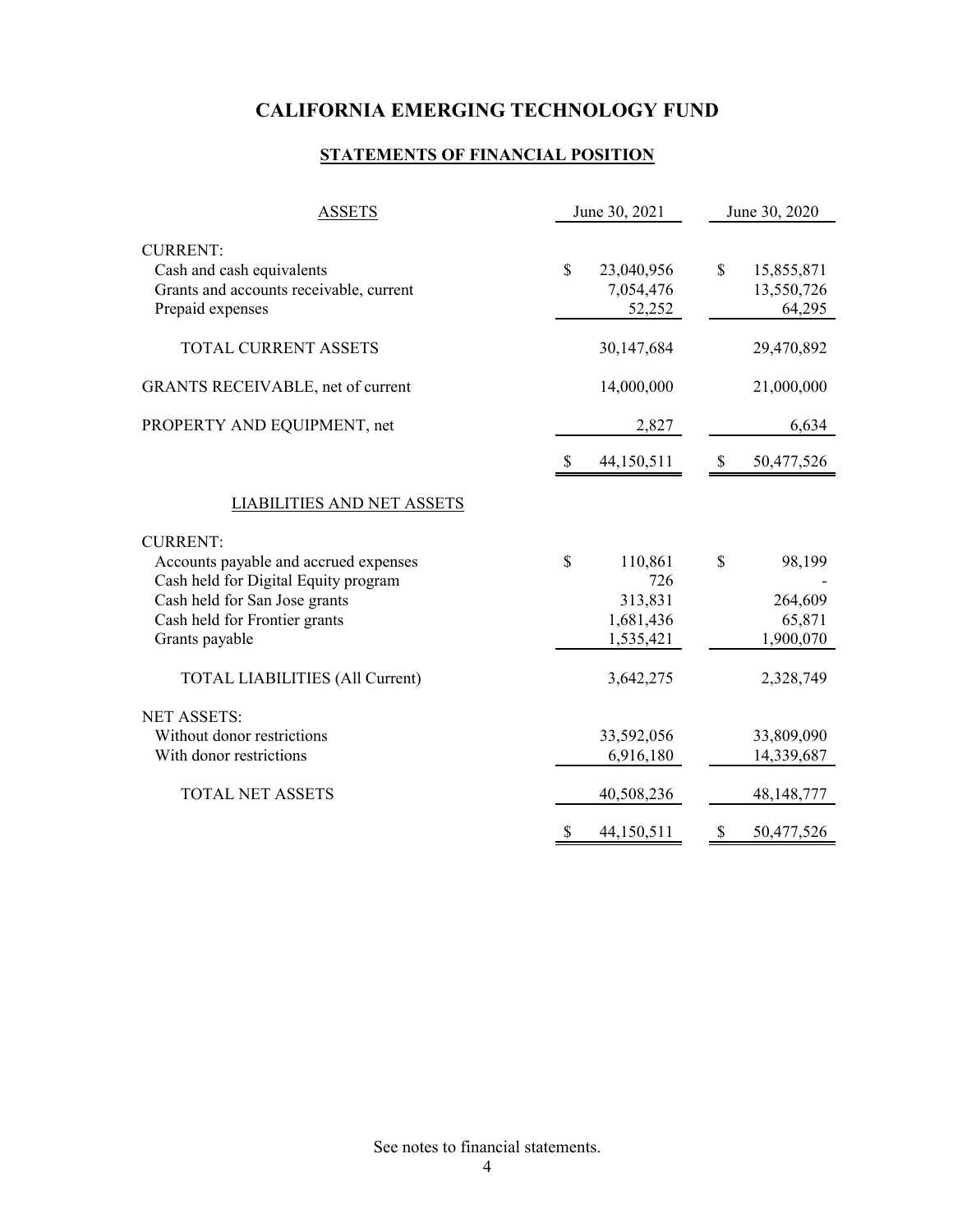# CALIFORNIA EMERGING TECHNOLOGY FUND

## STATEMENTS OF FINANCIAL POSITION

| ASSETS | June 30, 2021 | June 30, 2020 |
|---|---|---|
| CURRENT: | | |
| Cash and cash equivalents | $ 23,040,956 | $ 15,855,871 |
| Grants and accounts receivable, current | 7,054,476 | 13,550,726 |
| Prepaid expenses | 52,252 | 64,295 |
| TOTAL CURRENT ASSETS | 30,147,684 | 29,470,892 |
| GRANTS RECEIVABLE, net of current | 14,000,000 | 21,000,000 |
| PROPERTY AND EQUIPMENT, net | 2,827 | 6,634 |
| | $ 44,150,511 | $ 50,477,526 |
| **LIABILITIES AND NET ASSETS** | | |
| CURRENT: | | |
| Accounts payable and accrued expenses | $ 110,861 | $ 98,199 |
| Cash held for Digital Equity program | 726 | - |
| Cash held for San Jose grants | 313,831 | 264,609 |
| Cash held for Frontier grants | 1,681,436 | 65,871 |
| Grants payable | 1,535,421 | 1,900,070 |
| TOTAL LIABILITIES (All Current) | 3,642,275 | 2,328,749 |
| NET ASSETS: | | |
| Without donor restrictions | 33,592,056 | 33,809,090 |
| With donor restrictions | 6,916,180 | 14,339,687 |
| TOTAL NET ASSETS | 40,508,236 | 48,148,777 |
| | $ 44,150,511 | $ 50,477,526 |

See notes to financial statements.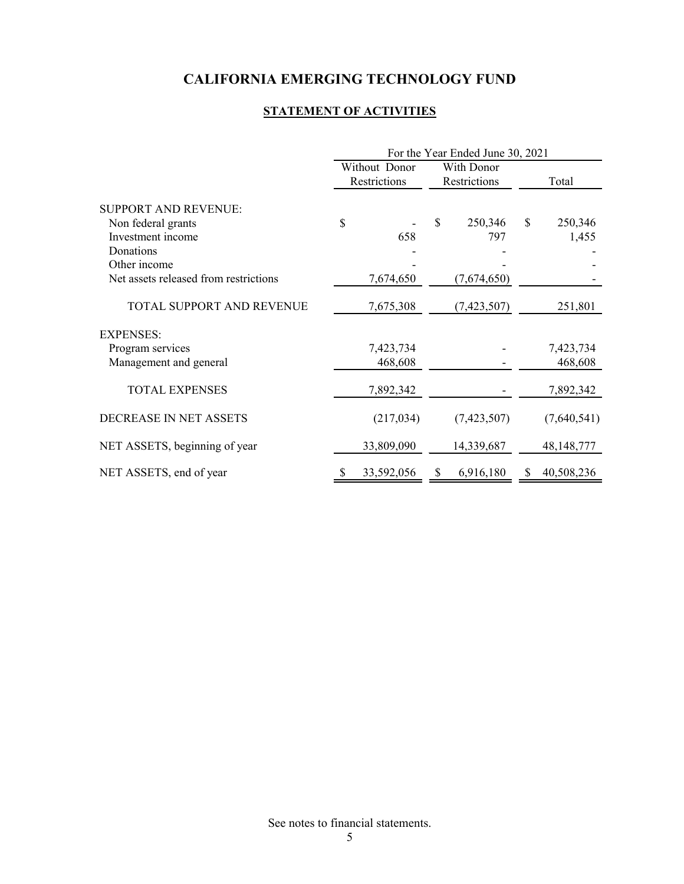# CALIFORNIA EMERGING TECHNOLOGY FUND

## STATEMENT OF ACTIVITIES

| | For the Year Ended June 30, 2021 | | |
|---|---|---|---|
| | Without Donor Restrictions | With Donor Restrictions | Total |
| SUPPORT AND REVENUE: | | | |
| Non federal grants | $ - | $ 250,346 | $ 250,346 |
| Investment income | 658 | 797 | 1,455 |
| Donations | - | - | - |
| Other income | - | - | - |
| Net assets released from restrictions | 7,674,650 | (7,674,650) | - |
| TOTAL SUPPORT AND REVENUE | 7,675,308 | (7,423,507) | 251,801 |
| EXPENSES: | | | |
| Program services | 7,423,734 | - | 7,423,734 |
| Management and general | 468,608 | - | 468,608 |
| TOTAL EXPENSES | 7,892,342 | - | 7,892,342 |
| DECREASE IN NET ASSETS | (217,034) | (7,423,507) | (7,640,541) |
| NET ASSETS, beginning of year | 33,809,090 | 14,339,687 | 48,148,777 |
| NET ASSETS, end of year | $ 33,592,056 | $ 6,916,180 | $ 40,508,236 |

See notes to financial statements.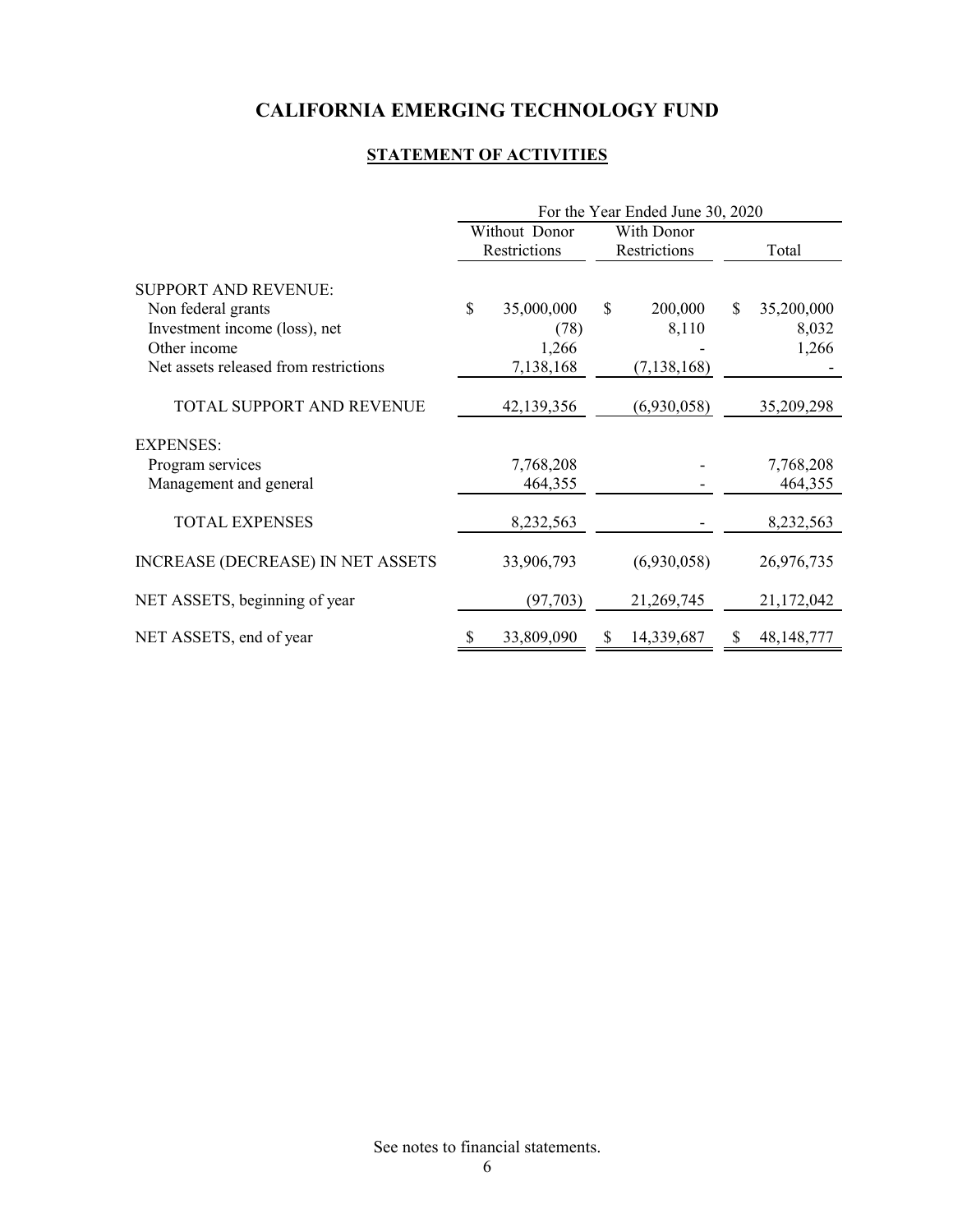# CALIFORNIA EMERGING TECHNOLOGY FUND

## STATEMENT OF ACTIVITIES

| | For the Year Ended June 30, 2020 | | |
|---|---|---|---|
| | Without Donor Restrictions | With Donor Restrictions | Total |
| SUPPORT AND REVENUE: | | | |
| Non federal grants | $ 35,000,000 | $ 200,000 | $ 35,200,000 |
| Investment income (loss), net | (78) | 8,110 | 8,032 |
| Other income | 1,266 | - | 1,266 |
| Net assets released from restrictions | 7,138,168 | (7,138,168) | - |
| TOTAL SUPPORT AND REVENUE | 42,139,356 | (6,930,058) | 35,209,298 |
| EXPENSES: | | | |
| Program services | 7,768,208 | - | 7,768,208 |
| Management and general | 464,355 | - | 464,355 |
| TOTAL EXPENSES | 8,232,563 | - | 8,232,563 |
| INCREASE (DECREASE) IN NET ASSETS | 33,906,793 | (6,930,058) | 26,976,735 |
| NET ASSETS, beginning of year | (97,703) | 21,269,745 | 21,172,042 |
| NET ASSETS, end of year | $ 33,809,090 | $ 14,339,687 | $ 48,148,777 |

See notes to financial statements.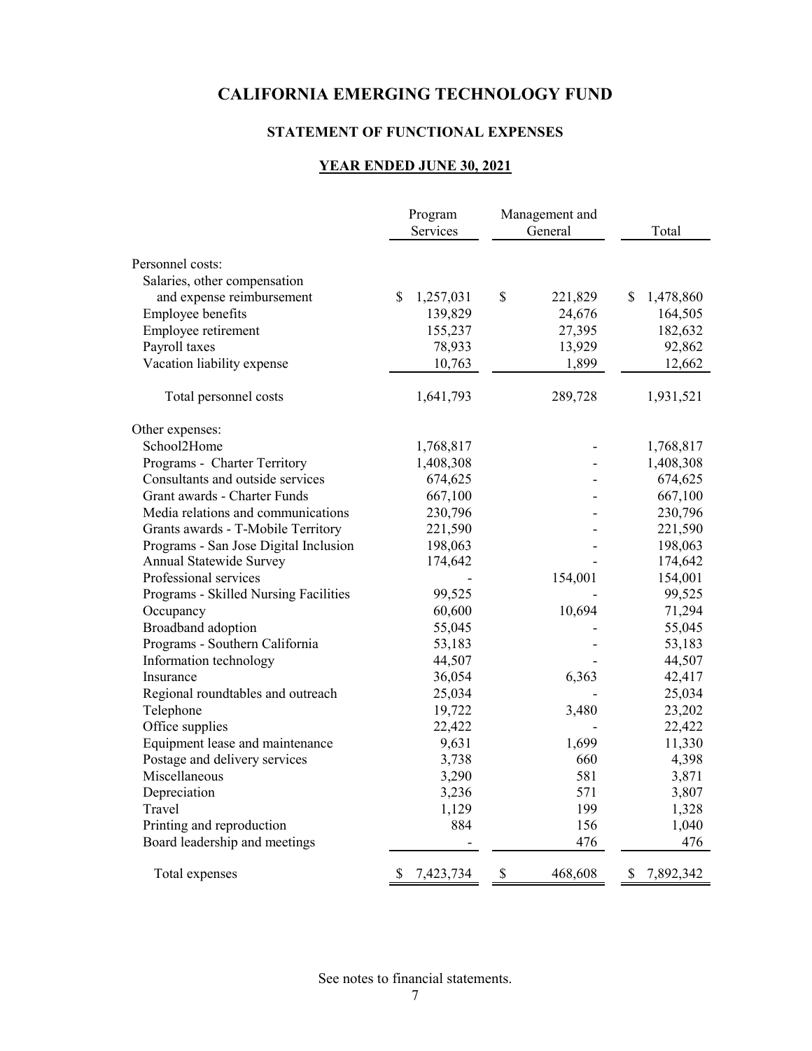# CALIFORNIA EMERGING TECHNOLOGY FUND

## STATEMENT OF FUNCTIONAL EXPENSES

### YEAR ENDED JUNE 30, 2021

| | Program Services | Management and General | Total |
|---|---|---|---|
| Personnel costs: | | | |
| Salaries, other compensation and expense reimbursement | $ 1,257,031 | $ 221,829 | $ 1,478,860 |
| Employee benefits | 139,829 | 24,676 | 164,505 |
| Employee retirement | 155,237 | 27,395 | 182,632 |
| Payroll taxes | 78,933 | 13,929 | 92,862 |
| Vacation liability expense | 10,763 | 1,899 | 12,662 |
| Total personnel costs | 1,641,793 | 289,728 | 1,931,521 |
| Other expenses: | | | |
| School2Home | 1,768,817 | - | 1,768,817 |
| Programs - Charter Territory | 1,408,308 | - | 1,408,308 |
| Consultants and outside services | 674,625 | - | 674,625 |
| Grant awards - Charter Funds | 667,100 | - | 667,100 |
| Media relations and communications | 230,796 | - | 230,796 |
| Grants awards - T-Mobile Territory | 221,590 | - | 221,590 |
| Programs - San Jose Digital Inclusion | 198,063 | - | 198,063 |
| Annual Statewide Survey | 174,642 | - | 174,642 |
| Professional services | - | 154,001 | 154,001 |
| Programs - Skilled Nursing Facilities | 99,525 | - | 99,525 |
| Occupancy | 60,600 | 10,694 | 71,294 |
| Broadband adoption | 55,045 | - | 55,045 |
| Programs - Southern California | 53,183 | - | 53,183 |
| Information technology | 44,507 | - | 44,507 |
| Insurance | 36,054 | 6,363 | 42,417 |
| Regional roundtables and outreach | 25,034 | - | 25,034 |
| Telephone | 19,722 | 3,480 | 23,202 |
| Office supplies | 22,422 | - | 22,422 |
| Equipment lease and maintenance | 9,631 | 1,699 | 11,330 |
| Postage and delivery services | 3,738 | 660 | 4,398 |
| Miscellaneous | 3,290 | 581 | 3,871 |
| Depreciation | 3,236 | 571 | 3,807 |
| Travel | 1,129 | 199 | 1,328 |
| Printing and reproduction | 884 | 156 | 1,040 |
| Board leadership and meetings | - | 476 | 476 |
| Total expenses | $ 7,423,734 | $ 468,608 | $ 7,892,342 |

See notes to financial statements.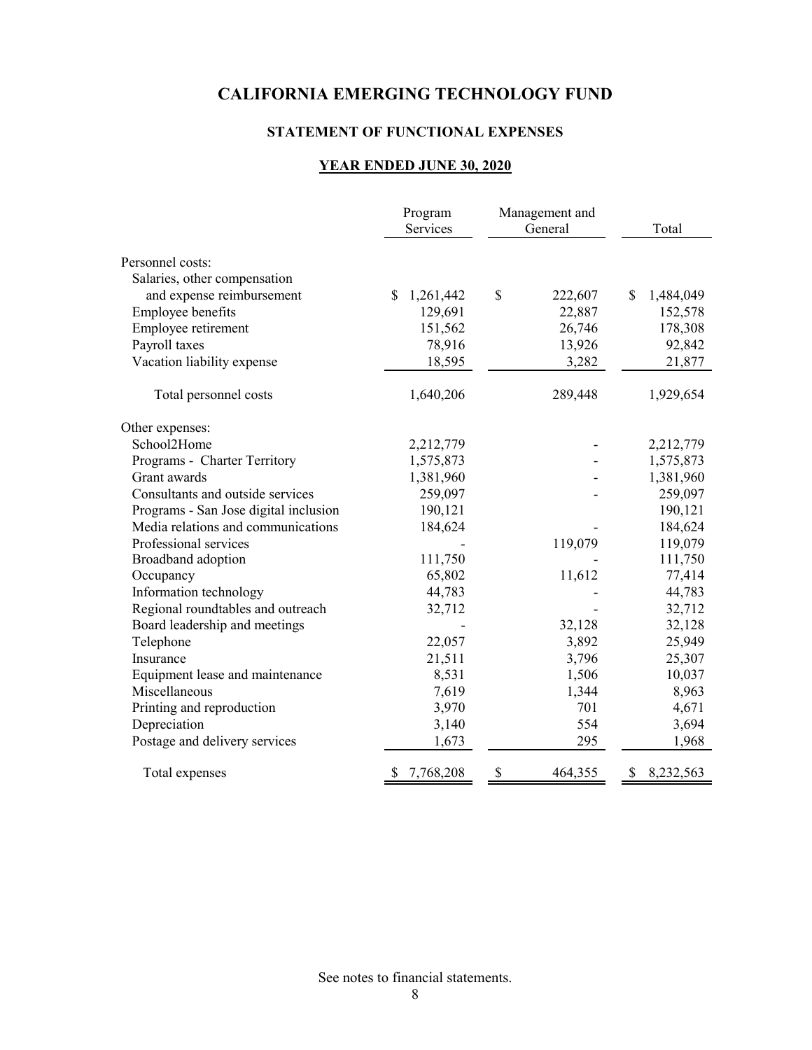# CALIFORNIA EMERGING TECHNOLOGY FUND

## STATEMENT OF FUNCTIONAL EXPENSES

### YEAR ENDED JUNE 30, 2020

| | Program Services | Management and General | Total |
|---|---|---|---|
| Personnel costs: | | | |
| Salaries, other compensation and expense reimbursement | $ 1,261,442 | $ 222,607 | $ 1,484,049 |
| Employee benefits | 129,691 | 22,887 | 152,578 |
| Employee retirement | 151,562 | 26,746 | 178,308 |
| Payroll taxes | 78,916 | 13,926 | 92,842 |
| Vacation liability expense | 18,595 | 3,282 | 21,877 |
| Total personnel costs | 1,640,206 | 289,448 | 1,929,654 |
| Other expenses: | | | |
| School2Home | 2,212,779 | - | 2,212,779 |
| Programs - Charter Territory | 1,575,873 | - | 1,575,873 |
| Grant awards | 1,381,960 | - | 1,381,960 |
| Consultants and outside services | 259,097 | - | 259,097 |
| Programs - San Jose digital inclusion | 190,121 | | 190,121 |
| Media relations and communications | 184,624 | - | 184,624 |
| Professional services | - | 119,079 | 119,079 |
| Broadband adoption | 111,750 | - | 111,750 |
| Occupancy | 65,802 | 11,612 | 77,414 |
| Information technology | 44,783 | - | 44,783 |
| Regional roundtables and outreach | 32,712 | - | 32,712 |
| Board leadership and meetings | - | 32,128 | 32,128 |
| Telephone | 22,057 | 3,892 | 25,949 |
| Insurance | 21,511 | 3,796 | 25,307 |
| Equipment lease and maintenance | 8,531 | 1,506 | 10,037 |
| Miscellaneous | 7,619 | 1,344 | 8,963 |
| Printing and reproduction | 3,970 | 701 | 4,671 |
| Depreciation | 3,140 | 554 | 3,694 |
| Postage and delivery services | 1,673 | 295 | 1,968 |
| Total expenses | $ 7,768,208 | $ 464,355 | $ 8,232,563 |

See notes to financial statements.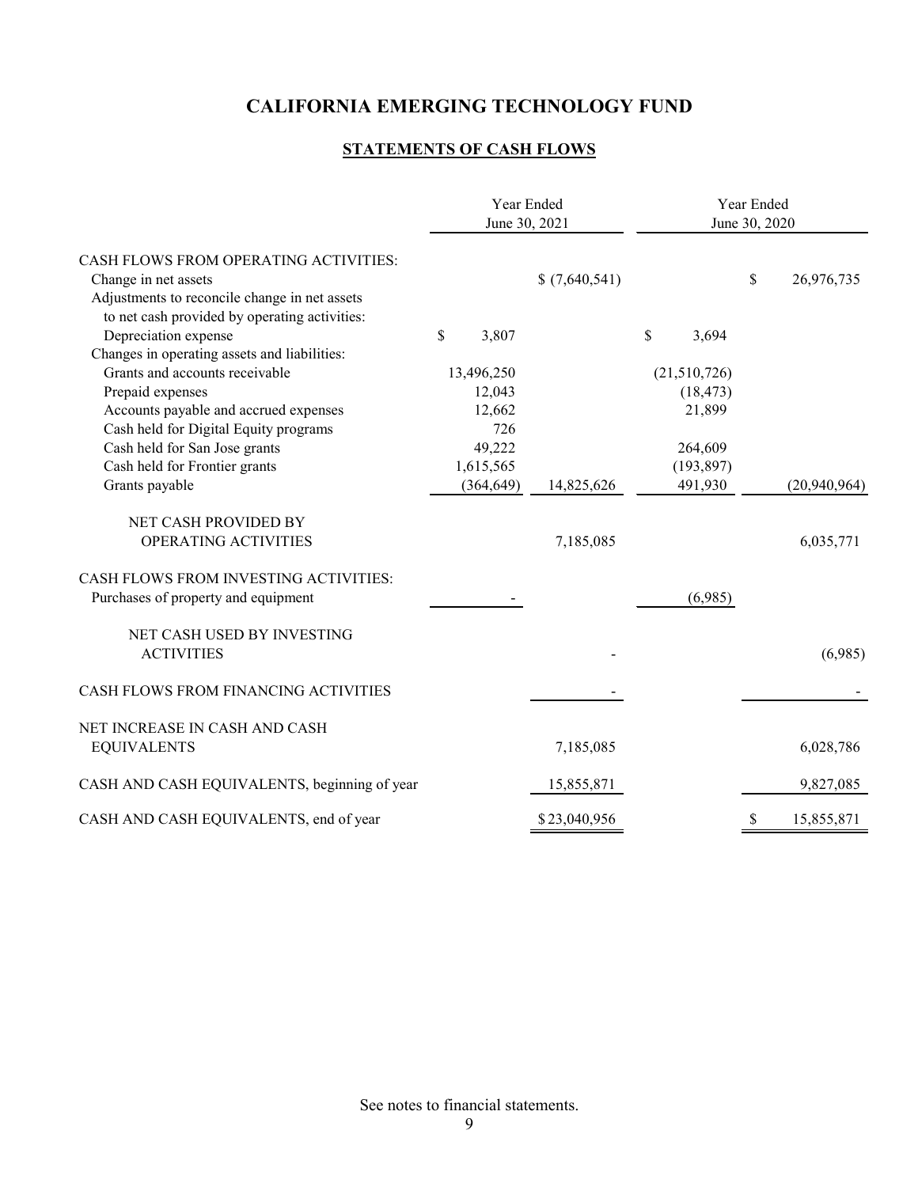# CALIFORNIA EMERGING TECHNOLOGY FUND

## STATEMENTS OF CASH FLOWS

| | Year Ended June 30, 2021 | | Year Ended June 30, 2020 | |
|---|---|---|---|---|
| CASH FLOWS FROM OPERATING ACTIVITIES: | | | | |
| Change in net assets | | $ (7,640,541) | | $ 26,976,735 |
| Adjustments to reconcile change in net assets to net cash provided by operating activities: | | | | |
| Depreciation expense | $ 3,807 | | $ 3,694 | |
| Changes in operating assets and liabilities: | | | | |
| Grants and accounts receivable | 13,496,250 | | (21,510,726) | |
| Prepaid expenses | 12,043 | | (18,473) | |
| Accounts payable and accrued expenses | 12,662 | | 21,899 | |
| Cash held for Digital Equity programs | 726 | | | |
| Cash held for San Jose grants | 49,222 | | 264,609 | |
| Cash held for Frontier grants | 1,615,565 | | (193,897) | |
| Grants payable | (364,649) | 14,825,626 | 491,930 | (20,940,964) |
| NET CASH PROVIDED BY OPERATING ACTIVITIES | | 7,185,085 | | 6,035,771 |
| CASH FLOWS FROM INVESTING ACTIVITIES: | | | | |
| Purchases of property and equipment | - | | (6,985) | |
| NET CASH USED BY INVESTING ACTIVITIES | | - | | (6,985) |
| CASH FLOWS FROM FINANCING ACTIVITIES | | - | | - |
| NET INCREASE IN CASH AND CASH EQUIVALENTS | | 7,185,085 | | 6,028,786 |
| CASH AND CASH EQUIVALENTS, beginning of year | | 15,855,871 | | 9,827,085 |
| CASH AND CASH EQUIVALENTS, end of year | | $ 23,040,956 | | $ 15,855,871 |

See notes to financial statements.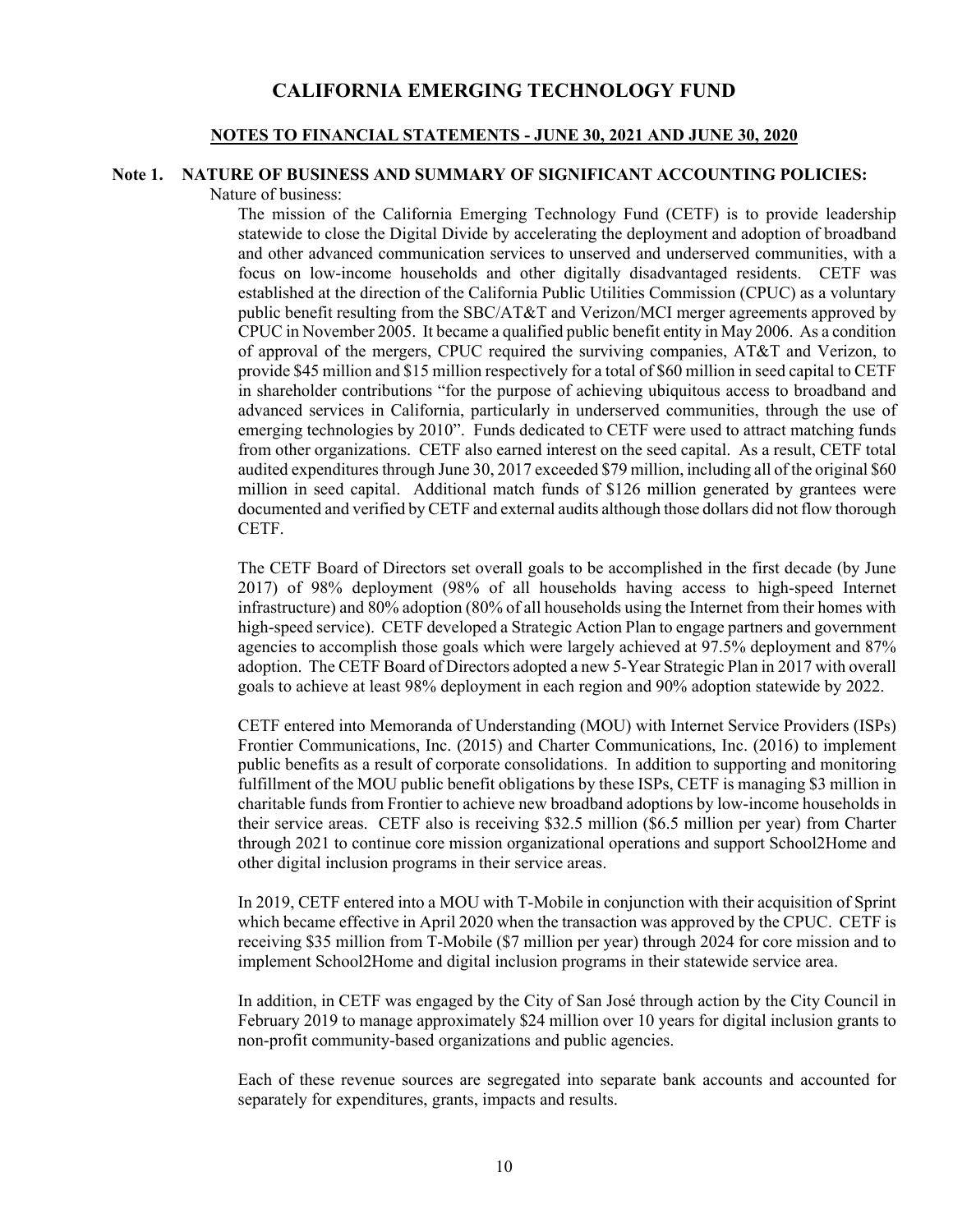# CALIFORNIA EMERGING TECHNOLOGY FUND

## NOTES TO FINANCIAL STATEMENTS - JUNE 30, 2021 AND JUNE 30, 2020

### Note 1. NATURE OF BUSINESS AND SUMMARY OF SIGNIFICANT ACCOUNTING POLICIES:

Nature of business:

The mission of the California Emerging Technology Fund (CETF) is to provide leadership statewide to close the Digital Divide by accelerating the deployment and adoption of broadband and other advanced communication services to unserved and underserved communities, with a focus on low-income households and other digitally disadvantaged residents. CETF was established at the direction of the California Public Utilities Commission (CPUC) as a voluntary public benefit resulting from the SBC/AT&T and Verizon/MCI merger agreements approved by CPUC in November 2005. It became a qualified public benefit entity in May 2006. As a condition of approval of the mergers, CPUC required the surviving companies, AT&T and Verizon, to provide $45 million and $15 million respectively for a total of $60 million in seed capital to CETF in shareholder contributions "for the purpose of achieving ubiquitous access to broadband and advanced services in California, particularly in underserved communities, through the use of emerging technologies by 2010". Funds dedicated to CETF were used to attract matching funds from other organizations. CETF also earned interest on the seed capital. As a result, CETF total audited expenditures through June 30, 2017 exceeded $79 million, including all of the original $60 million in seed capital. Additional match funds of $126 million generated by grantees were documented and verified by CETF and external audits although those dollars did not flow thorough CETF.

The CETF Board of Directors set overall goals to be accomplished in the first decade (by June 2017) of 98% deployment (98% of all households having access to high-speed Internet infrastructure) and 80% adoption (80% of all households using the Internet from their homes with high-speed service). CETF developed a Strategic Action Plan to engage partners and government agencies to accomplish those goals which were largely achieved at 97.5% deployment and 87% adoption. The CETF Board of Directors adopted a new 5-Year Strategic Plan in 2017 with overall goals to achieve at least 98% deployment in each region and 90% adoption statewide by 2022.

CETF entered into Memoranda of Understanding (MOU) with Internet Service Providers (ISPs) Frontier Communications, Inc. (2015) and Charter Communications, Inc. (2016) to implement public benefits as a result of corporate consolidations. In addition to supporting and monitoring fulfillment of the MOU public benefit obligations by these ISPs, CETF is managing $3 million in charitable funds from Frontier to achieve new broadband adoptions by low-income households in their service areas. CETF also is receiving $32.5 million ($6.5 million per year) from Charter through 2021 to continue core mission organizational operations and support School2Home and other digital inclusion programs in their service areas.

In 2019, CETF entered into a MOU with T-Mobile in conjunction with their acquisition of Sprint which became effective in April 2020 when the transaction was approved by the CPUC. CETF is receiving $35 million from T-Mobile ($7 million per year) through 2024 for core mission and to implement School2Home and digital inclusion programs in their statewide service area.

In addition, in CETF was engaged by the City of San José through action by the City Council in February 2019 to manage approximately $24 million over 10 years for digital inclusion grants to non-profit community-based organizations and public agencies.

Each of these revenue sources are segregated into separate bank accounts and accounted for separately for expenditures, grants, impacts and results.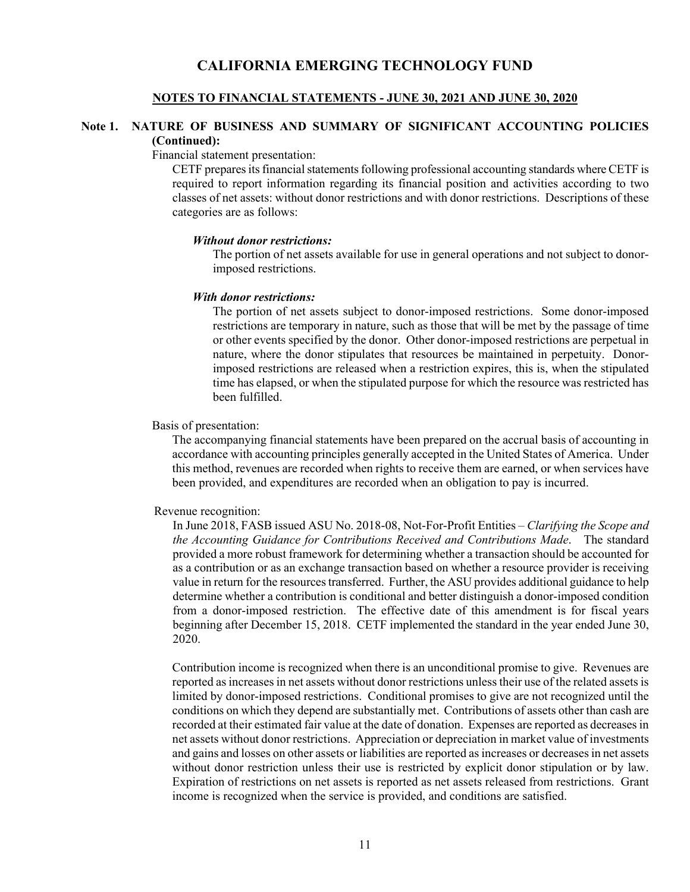# CALIFORNIA EMERGING TECHNOLOGY FUND

## NOTES TO FINANCIAL STATEMENTS - JUNE 30, 2021 AND JUNE 30, 2020

### Note 1. NATURE OF BUSINESS AND SUMMARY OF SIGNIFICANT ACCOUNTING POLICIES (Continued):

Financial statement presentation:

CETF prepares its financial statements following professional accounting standards where CETF is required to report information regarding its financial position and activities according to two classes of net assets: without donor restrictions and with donor restrictions. Descriptions of these categories are as follows:

***Without donor restrictions:***

The portion of net assets available for use in general operations and not subject to donor-imposed restrictions.

***With donor restrictions:***

The portion of net assets subject to donor-imposed restrictions. Some donor-imposed restrictions are temporary in nature, such as those that will be met by the passage of time or other events specified by the donor. Other donor-imposed restrictions are perpetual in nature, where the donor stipulates that resources be maintained in perpetuity. Donor-imposed restrictions are released when a restriction expires, this is, when the stipulated time has elapsed, or when the stipulated purpose for which the resource was restricted has been fulfilled.

Basis of presentation:

The accompanying financial statements have been prepared on the accrual basis of accounting in accordance with accounting principles generally accepted in the United States of America. Under this method, revenues are recorded when rights to receive them are earned, or when services have been provided, and expenditures are recorded when an obligation to pay is incurred.

Revenue recognition:

In June 2018, FASB issued ASU No. 2018-08, Not-For-Profit Entities – *Clarifying the Scope and the Accounting Guidance for Contributions Received and Contributions Made*. The standard provided a more robust framework for determining whether a transaction should be accounted for as a contribution or as an exchange transaction based on whether a resource provider is receiving value in return for the resources transferred. Further, the ASU provides additional guidance to help determine whether a contribution is conditional and better distinguish a donor-imposed condition from a donor-imposed restriction. The effective date of this amendment is for fiscal years beginning after December 15, 2018. CETF implemented the standard in the year ended June 30, 2020.

Contribution income is recognized when there is an unconditional promise to give. Revenues are reported as increases in net assets without donor restrictions unless their use of the related assets is limited by donor-imposed restrictions. Conditional promises to give are not recognized until the conditions on which they depend are substantially met. Contributions of assets other than cash are recorded at their estimated fair value at the date of donation. Expenses are reported as decreases in net assets without donor restrictions. Appreciation or depreciation in market value of investments and gains and losses on other assets or liabilities are reported as increases or decreases in net assets without donor restriction unless their use is restricted by explicit donor stipulation or by law. Expiration of restrictions on net assets is reported as net assets released from restrictions. Grant income is recognized when the service is provided, and conditions are satisfied.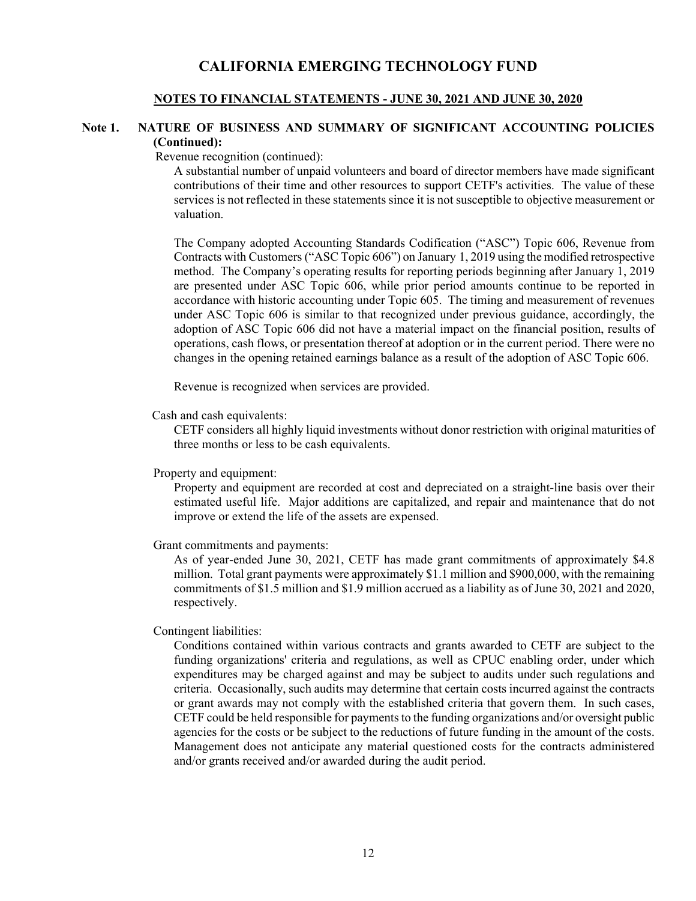# CALIFORNIA EMERGING TECHNOLOGY FUND

## NOTES TO FINANCIAL STATEMENTS - JUNE 30, 2021 AND JUNE 30, 2020

### Note 1. NATURE OF BUSINESS AND SUMMARY OF SIGNIFICANT ACCOUNTING POLICIES (Continued):

Revenue recognition (continued):

A substantial number of unpaid volunteers and board of director members have made significant contributions of their time and other resources to support CETF's activities. The value of these services is not reflected in these statements since it is not susceptible to objective measurement or valuation.

The Company adopted Accounting Standards Codification ("ASC") Topic 606, Revenue from Contracts with Customers ("ASC Topic 606") on January 1, 2019 using the modified retrospective method. The Company's operating results for reporting periods beginning after January 1, 2019 are presented under ASC Topic 606, while prior period amounts continue to be reported in accordance with historic accounting under Topic 605. The timing and measurement of revenues under ASC Topic 606 is similar to that recognized under previous guidance, accordingly, the adoption of ASC Topic 606 did not have a material impact on the financial position, results of operations, cash flows, or presentation thereof at adoption or in the current period. There were no changes in the opening retained earnings balance as a result of the adoption of ASC Topic 606.

Revenue is recognized when services are provided.

Cash and cash equivalents:

CETF considers all highly liquid investments without donor restriction with original maturities of three months or less to be cash equivalents.

Property and equipment:

Property and equipment are recorded at cost and depreciated on a straight-line basis over their estimated useful life. Major additions are capitalized, and repair and maintenance that do not improve or extend the life of the assets are expensed.

Grant commitments and payments:

As of year-ended June 30, 2021, CETF has made grant commitments of approximately $4.8 million. Total grant payments were approximately $1.1 million and $900,000, with the remaining commitments of $1.5 million and $1.9 million accrued as a liability as of June 30, 2021 and 2020, respectively.

Contingent liabilities:

Conditions contained within various contracts and grants awarded to CETF are subject to the funding organizations' criteria and regulations, as well as CPUC enabling order, under which expenditures may be charged against and may be subject to audits under such regulations and criteria. Occasionally, such audits may determine that certain costs incurred against the contracts or grant awards may not comply with the established criteria that govern them. In such cases, CETF could be held responsible for payments to the funding organizations and/or oversight public agencies for the costs or be subject to the reductions of future funding in the amount of the costs. Management does not anticipate any material questioned costs for the contracts administered and/or grants received and/or awarded during the audit period.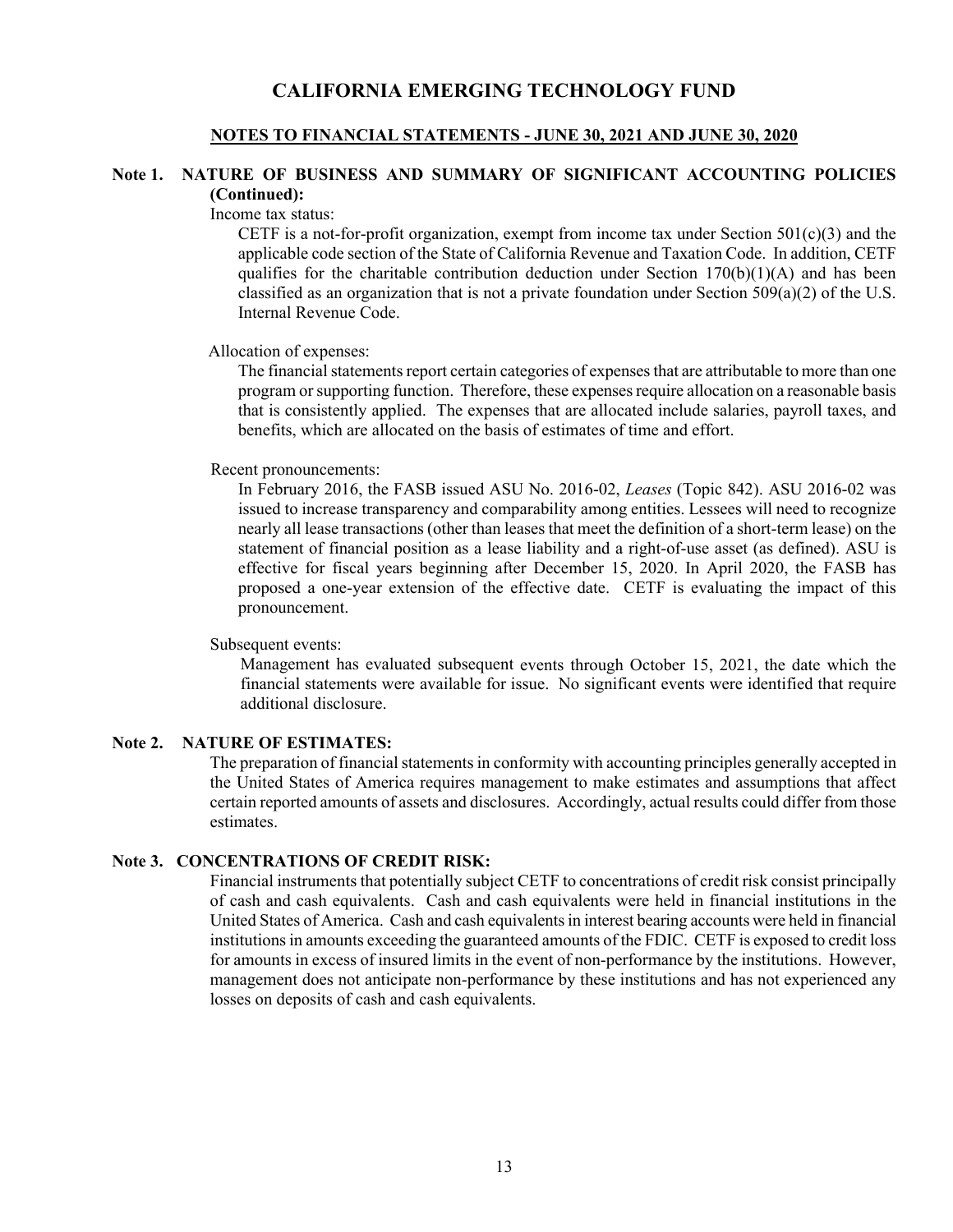# CALIFORNIA EMERGING TECHNOLOGY FUND

## NOTES TO FINANCIAL STATEMENTS - JUNE 30, 2021 AND JUNE 30, 2020

### Note 1. NATURE OF BUSINESS AND SUMMARY OF SIGNIFICANT ACCOUNTING POLICIES (Continued):

Income tax status:

CETF is a not-for-profit organization, exempt from income tax under Section 501(c)(3) and the applicable code section of the State of California Revenue and Taxation Code. In addition, CETF qualifies for the charitable contribution deduction under Section 170(b)(1)(A) and has been classified as an organization that is not a private foundation under Section 509(a)(2) of the U.S. Internal Revenue Code.

Allocation of expenses:

The financial statements report certain categories of expenses that are attributable to more than one program or supporting function. Therefore, these expenses require allocation on a reasonable basis that is consistently applied. The expenses that are allocated include salaries, payroll taxes, and benefits, which are allocated on the basis of estimates of time and effort.

Recent pronouncements:

In February 2016, the FASB issued ASU No. 2016-02, *Leases* (Topic 842). ASU 2016-02 was issued to increase transparency and comparability among entities. Lessees will need to recognize nearly all lease transactions (other than leases that meet the definition of a short-term lease) on the statement of financial position as a lease liability and a right-of-use asset (as defined). ASU is effective for fiscal years beginning after December 15, 2020. In April 2020, the FASB has proposed a one-year extension of the effective date. CETF is evaluating the impact of this pronouncement.

Subsequent events:

Management has evaluated subsequent events through October 15, 2021, the date which the financial statements were available for issue. No significant events were identified that require additional disclosure.

### Note 2. NATURE OF ESTIMATES:

The preparation of financial statements in conformity with accounting principles generally accepted in the United States of America requires management to make estimates and assumptions that affect certain reported amounts of assets and disclosures. Accordingly, actual results could differ from those estimates.

### Note 3. CONCENTRATIONS OF CREDIT RISK:

Financial instruments that potentially subject CETF to concentrations of credit risk consist principally of cash and cash equivalents. Cash and cash equivalents were held in financial institutions in the United States of America. Cash and cash equivalents in interest bearing accounts were held in financial institutions in amounts exceeding the guaranteed amounts of the FDIC. CETF is exposed to credit loss for amounts in excess of insured limits in the event of non-performance by the institutions. However, management does not anticipate non-performance by these institutions and has not experienced any losses on deposits of cash and cash equivalents.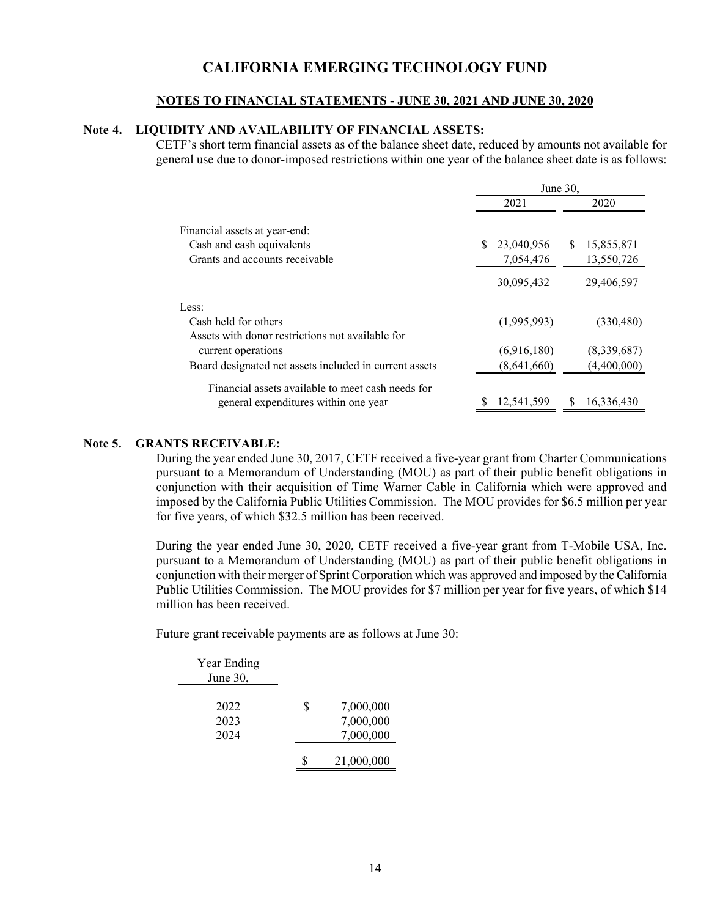# CALIFORNIA EMERGING TECHNOLOGY FUND

**NOTES TO FINANCIAL STATEMENTS - JUNE 30, 2021 AND JUNE 30, 2020**

## Note 4. LIQUIDITY AND AVAILABILITY OF FINANCIAL ASSETS:

CETF's short term financial assets as of the balance sheet date, reduced by amounts not available for general use due to donor-imposed restrictions within one year of the balance sheet date is as follows:

| | June 30, | |
|---|---|---|
| | 2021 | 2020 |
| Financial assets at year-end: | | |
| Cash and cash equivalents | $ 23,040,956 | $ 15,855,871 |
| Grants and accounts receivable | 7,054,476 | 13,550,726 |
| | 30,095,432 | 29,406,597 |
| Less: | | |
| Cash held for others | (1,995,993) | (330,480) |
| Assets with donor restrictions not available for current operations | (6,916,180) | (8,339,687) |
| Board designated net assets included in current assets | (8,641,660) | (4,400,000) |
| Financial assets available to meet cash needs for general expenditures within one year | $ 12,541,599 | $ 16,336,430 |

## Note 5. GRANTS RECEIVABLE:

During the year ended June 30, 2017, CETF received a five-year grant from Charter Communications pursuant to a Memorandum of Understanding (MOU) as part of their public benefit obligations in conjunction with their acquisition of Time Warner Cable in California which were approved and imposed by the California Public Utilities Commission. The MOU provides for $6.5 million per year for five years, of which $32.5 million has been received.

During the year ended June 30, 2020, CETF received a five-year grant from T-Mobile USA, Inc. pursuant to a Memorandum of Understanding (MOU) as part of their public benefit obligations in conjunction with their merger of Sprint Corporation which was approved and imposed by the California Public Utilities Commission. The MOU provides for $7 million per year for five years, of which $14 million has been received.

Future grant receivable payments are as follows at June 30:

| Year Ending June 30, | |
|---|---|
| 2022 | $ 7,000,000 |
| 2023 | 7,000,000 |
| 2024 | 7,000,000 |
| | $ 21,000,000 |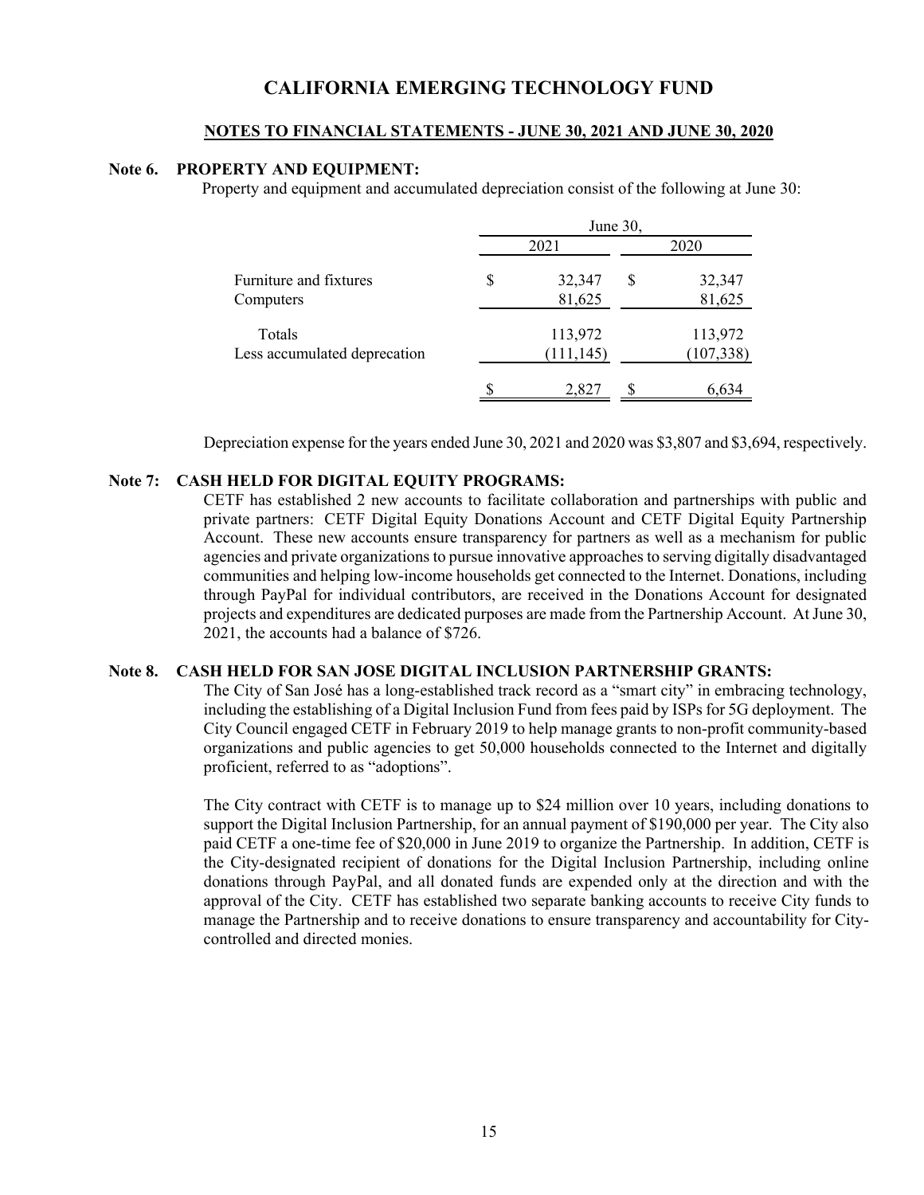# CALIFORNIA EMERGING TECHNOLOGY FUND

**NOTES TO FINANCIAL STATEMENTS - JUNE 30, 2021 AND JUNE 30, 2020**

## Note 6. PROPERTY AND EQUIPMENT:

Property and equipment and accumulated depreciation consist of the following at June 30:

| | June 30, | |
|---|---|---|
| | 2021 | 2020 |
| Furniture and fixtures | $ 32,347 | $ 32,347 |
| Computers | 81,625 | 81,625 |
| Totals | 113,972 | 113,972 |
| Less accumulated deprecation | (111,145) | (107,338) |
| | $ 2,827 | $ 6,634 |

Depreciation expense for the years ended June 30, 2021 and 2020 was $3,807 and $3,694, respectively.

## Note 7: CASH HELD FOR DIGITAL EQUITY PROGRAMS:

CETF has established 2 new accounts to facilitate collaboration and partnerships with public and private partners: CETF Digital Equity Donations Account and CETF Digital Equity Partnership Account. These new accounts ensure transparency for partners as well as a mechanism for public agencies and private organizations to pursue innovative approaches to serving digitally disadvantaged communities and helping low-income households get connected to the Internet. Donations, including through PayPal for individual contributors, are received in the Donations Account for designated projects and expenditures are dedicated purposes are made from the Partnership Account. At June 30, 2021, the accounts had a balance of $726.

## Note 8. CASH HELD FOR SAN JOSE DIGITAL INCLUSION PARTNERSHIP GRANTS:

The City of San José has a long-established track record as a "smart city" in embracing technology, including the establishing of a Digital Inclusion Fund from fees paid by ISPs for 5G deployment. The City Council engaged CETF in February 2019 to help manage grants to non-profit community-based organizations and public agencies to get 50,000 households connected to the Internet and digitally proficient, referred to as "adoptions".

The City contract with CETF is to manage up to $24 million over 10 years, including donations to support the Digital Inclusion Partnership, for an annual payment of $190,000 per year. The City also paid CETF a one-time fee of $20,000 in June 2019 to organize the Partnership. In addition, CETF is the City-designated recipient of donations for the Digital Inclusion Partnership, including online donations through PayPal, and all donated funds are expended only at the direction and with the approval of the City. CETF has established two separate banking accounts to receive City funds to manage the Partnership and to receive donations to ensure transparency and accountability for City-controlled and directed monies.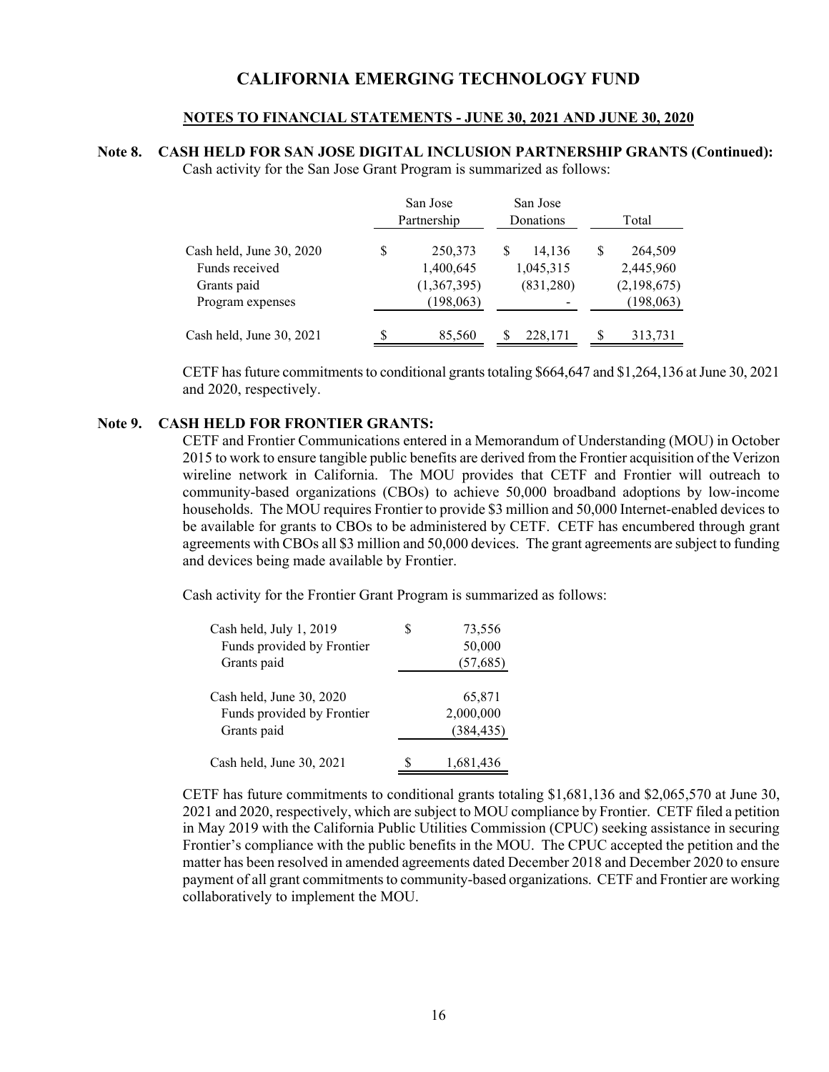# CALIFORNIA EMERGING TECHNOLOGY FUND

**NOTES TO FINANCIAL STATEMENTS - JUNE 30, 2021 AND JUNE 30, 2020**

## Note 8. CASH HELD FOR SAN JOSE DIGITAL INCLUSION PARTNERSHIP GRANTS (Continued):

Cash activity for the San Jose Grant Program is summarized as follows:

| | San Jose Partnership | San Jose Donations | Total |
|---|---|---|---|
| Cash held, June 30, 2020 | $ 250,373 | $ 14,136 | $ 264,509 |
| Funds received | 1,400,645 | 1,045,315 | 2,445,960 |
| Grants paid | (1,367,395) | (831,280) | (2,198,675) |
| Program expenses | (198,063) | - | (198,063) |
| Cash held, June 30, 2021 | $ 85,560 | $ 228,171 | $ 313,731 |

CETF has future commitments to conditional grants totaling $664,647 and $1,264,136 at June 30, 2021 and 2020, respectively.

## Note 9. CASH HELD FOR FRONTIER GRANTS:

CETF and Frontier Communications entered in a Memorandum of Understanding (MOU) in October 2015 to work to ensure tangible public benefits are derived from the Frontier acquisition of the Verizon wireline network in California. The MOU provides that CETF and Frontier will outreach to community-based organizations (CBOs) to achieve 50,000 broadband adoptions by low-income households. The MOU requires Frontier to provide $3 million and 50,000 Internet-enabled devices to be available for grants to CBOs to be administered by CETF. CETF has encumbered through grant agreements with CBOs all $3 million and 50,000 devices. The grant agreements are subject to funding and devices being made available by Frontier.

Cash activity for the Frontier Grant Program is summarized as follows:

| | |
|---|---|
| Cash held, July 1, 2019 | $ 73,556 |
| Funds provided by Frontier | 50,000 |
| Grants paid | (57,685) |
| Cash held, June 30, 2020 | 65,871 |
| Funds provided by Frontier | 2,000,000 |
| Grants paid | (384,435) |
| Cash held, June 30, 2021 | $ 1,681,436 |

CETF has future commitments to conditional grants totaling $1,681,136 and $2,065,570 at June 30, 2021 and 2020, respectively, which are subject to MOU compliance by Frontier. CETF filed a petition in May 2019 with the California Public Utilities Commission (CPUC) seeking assistance in securing Frontier's compliance with the public benefits in the MOU. The CPUC accepted the petition and the matter has been resolved in amended agreements dated December 2018 and December 2020 to ensure payment of all grant commitments to community-based organizations. CETF and Frontier are working collaboratively to implement the MOU.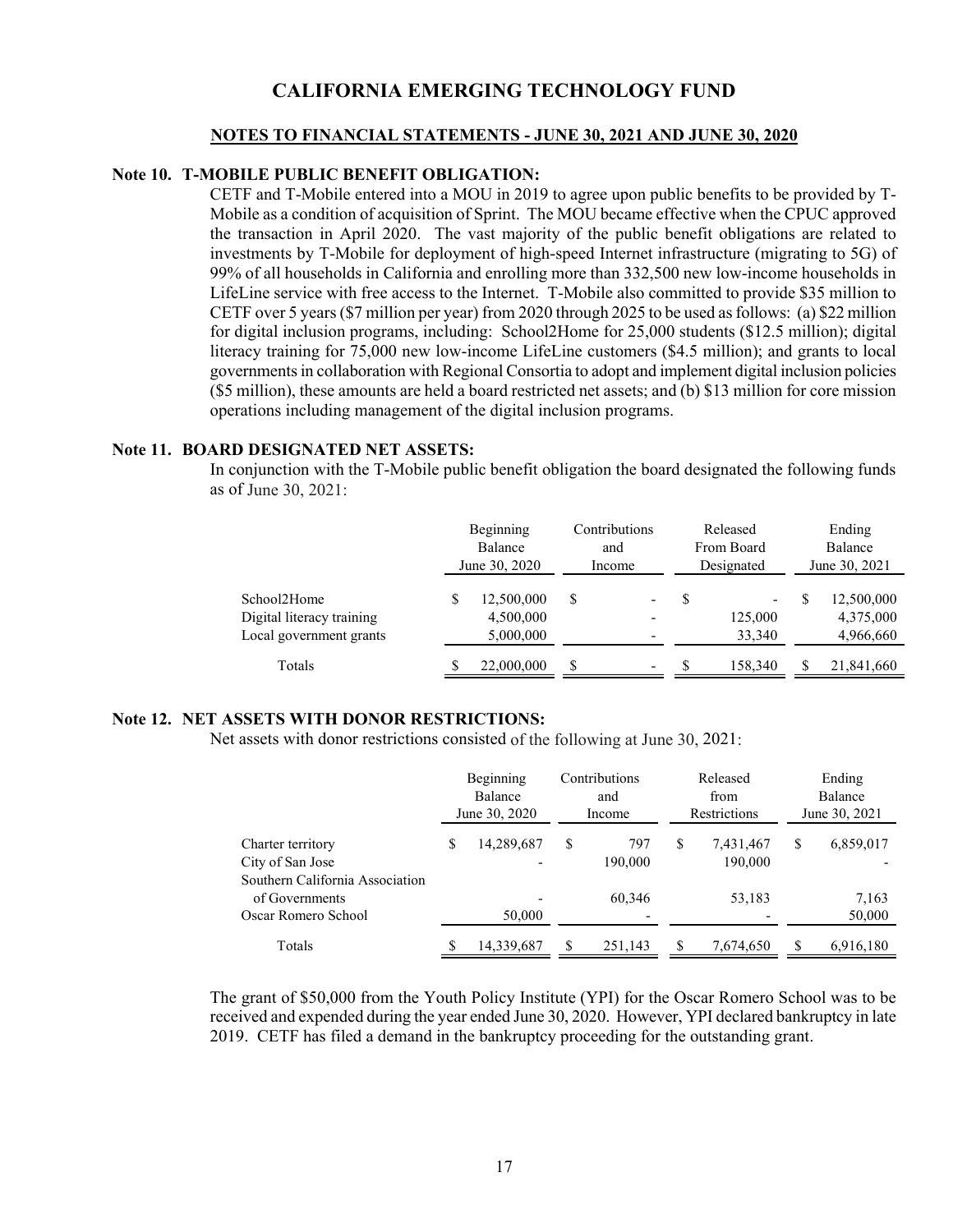# CALIFORNIA EMERGING TECHNOLOGY FUND

**NOTES TO FINANCIAL STATEMENTS - JUNE 30, 2021 AND JUNE 30, 2020**

## Note 10. T-MOBILE PUBLIC BENEFIT OBLIGATION:

CETF and T-Mobile entered into a MOU in 2019 to agree upon public benefits to be provided by T-Mobile as a condition of acquisition of Sprint. The MOU became effective when the CPUC approved the transaction in April 2020. The vast majority of the public benefit obligations are related to investments by T-Mobile for deployment of high-speed Internet infrastructure (migrating to 5G) of 99% of all households in California and enrolling more than 332,500 new low-income households in LifeLine service with free access to the Internet. T-Mobile also committed to provide $35 million to CETF over 5 years ($7 million per year) from 2020 through 2025 to be used as follows: (a) $22 million for digital inclusion programs, including: School2Home for 25,000 students ($12.5 million); digital literacy training for 75,000 new low-income LifeLine customers ($4.5 million); and grants to local governments in collaboration with Regional Consortia to adopt and implement digital inclusion policies ($5 million), these amounts are held a board restricted net assets; and (b) $13 million for core mission operations including management of the digital inclusion programs.

## Note 11. BOARD DESIGNATED NET ASSETS:

In conjunction with the T-Mobile public benefit obligation the board designated the following funds as of June 30, 2021:

| | Beginning Balance June 30, 2020 | Contributions and Income | Released From Board Designated | Ending Balance June 30, 2021 |
|---|---|---|---|---|
| School2Home | $ 12,500,000 | $ - | $ - | $ 12,500,000 |
| Digital literacy training | 4,500,000 | - | 125,000 | 4,375,000 |
| Local government grants | 5,000,000 | - | 33,340 | 4,966,660 |
| Totals | $ 22,000,000 | $ - | $ 158,340 | $ 21,841,660 |

## Note 12. NET ASSETS WITH DONOR RESTRICTIONS:

Net assets with donor restrictions consisted of the following at June 30, 2021:

| | Beginning Balance June 30, 2020 | Contributions and Income | Released from Restrictions | Ending Balance June 30, 2021 |
|---|---|---|---|---|
| Charter territory | $ 14,289,687 | $ 797 | $ 7,431,467 | $ 6,859,017 |
| City of San Jose | - | 190,000 | 190,000 | - |
| Southern California Association of Governments | - | 60,346 | 53,183 | 7,163 |
| Oscar Romero School | 50,000 | - | - | 50,000 |
| Totals | $ 14,339,687 | $ 251,143 | $ 7,674,650 | $ 6,916,180 |

The grant of $50,000 from the Youth Policy Institute (YPI) for the Oscar Romero School was to be received and expended during the year ended June 30, 2020. However, YPI declared bankruptcy in late 2019. CETF has filed a demand in the bankruptcy proceeding for the outstanding grant.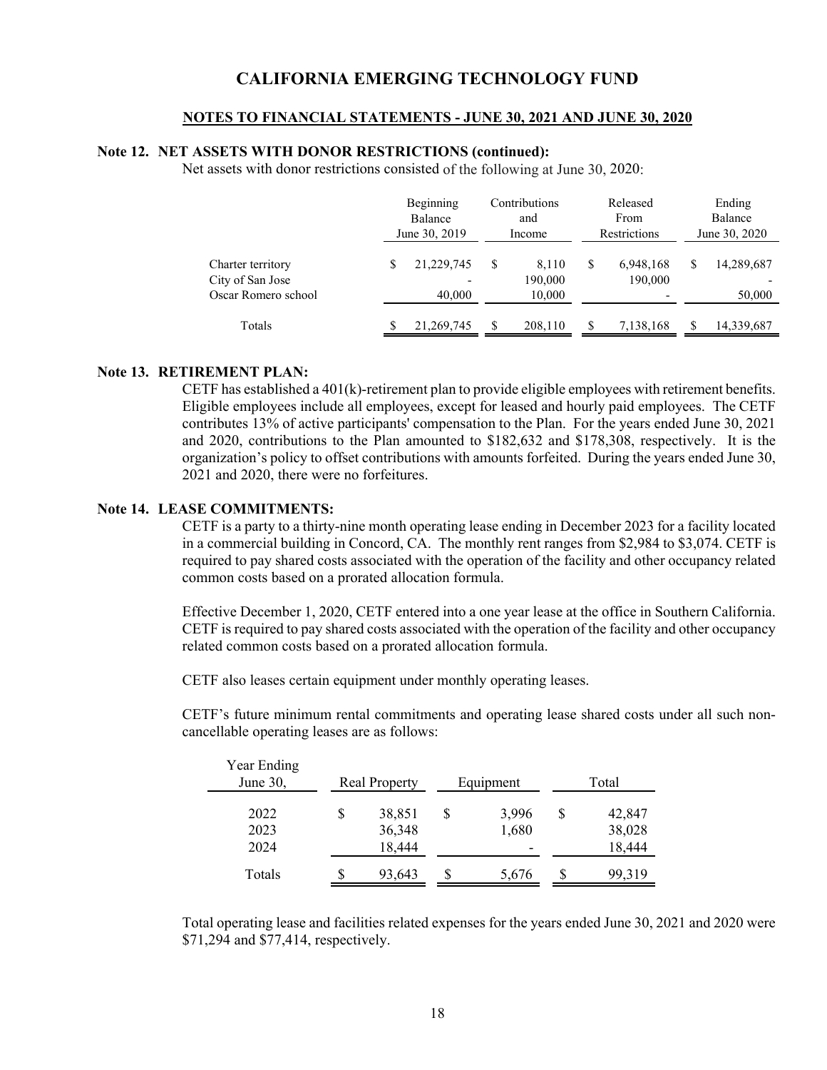# CALIFORNIA EMERGING TECHNOLOGY FUND

**NOTES TO FINANCIAL STATEMENTS - JUNE 30, 2021 AND JUNE 30, 2020**

## Note 12. NET ASSETS WITH DONOR RESTRICTIONS (continued):

Net assets with donor restrictions consisted of the following at June 30, 2020:

| | Beginning Balance June 30, 2019 | Contributions and Income | Released From Restrictions | Ending Balance June 30, 2020 |
|---|---|---|---|---|
| Charter territory | $ 21,229,745 | $ 8,110 | $ 6,948,168 | $ 14,289,687 |
| City of San Jose | - | 190,000 | 190,000 | - |
| Oscar Romero school | 40,000 | 10,000 | - | 50,000 |
| Totals | $ 21,269,745 | $ 208,110 | $ 7,138,168 | $ 14,339,687 |

## Note 13. RETIREMENT PLAN:

CETF has established a 401(k)-retirement plan to provide eligible employees with retirement benefits. Eligible employees include all employees, except for leased and hourly paid employees. The CETF contributes 13% of active participants' compensation to the Plan. For the years ended June 30, 2021 and 2020, contributions to the Plan amounted to $182,632 and $178,308, respectively. It is the organization's policy to offset contributions with amounts forfeited. During the years ended June 30, 2021 and 2020, there were no forfeitures.

## Note 14. LEASE COMMITMENTS:

CETF is a party to a thirty-nine month operating lease ending in December 2023 for a facility located in a commercial building in Concord, CA. The monthly rent ranges from $2,984 to $3,074. CETF is required to pay shared costs associated with the operation of the facility and other occupancy related common costs based on a prorated allocation formula.

Effective December 1, 2020, CETF entered into a one year lease at the office in Southern California. CETF is required to pay shared costs associated with the operation of the facility and other occupancy related common costs based on a prorated allocation formula.

CETF also leases certain equipment under monthly operating leases.

CETF's future minimum rental commitments and operating lease shared costs under all such non-cancellable operating leases are as follows:

| Year Ending June 30, | Real Property | Equipment | Total |
|---|---|---|---|
| 2022 | $ 38,851 | $ 3,996 | $ 42,847 |
| 2023 | 36,348 | 1,680 | 38,028 |
| 2024 | 18,444 | - | 18,444 |
| Totals | $ 93,643 | $ 5,676 | $ 99,319 |

Total operating lease and facilities related expenses for the years ended June 30, 2021 and 2020 were $71,294 and $77,414, respectively.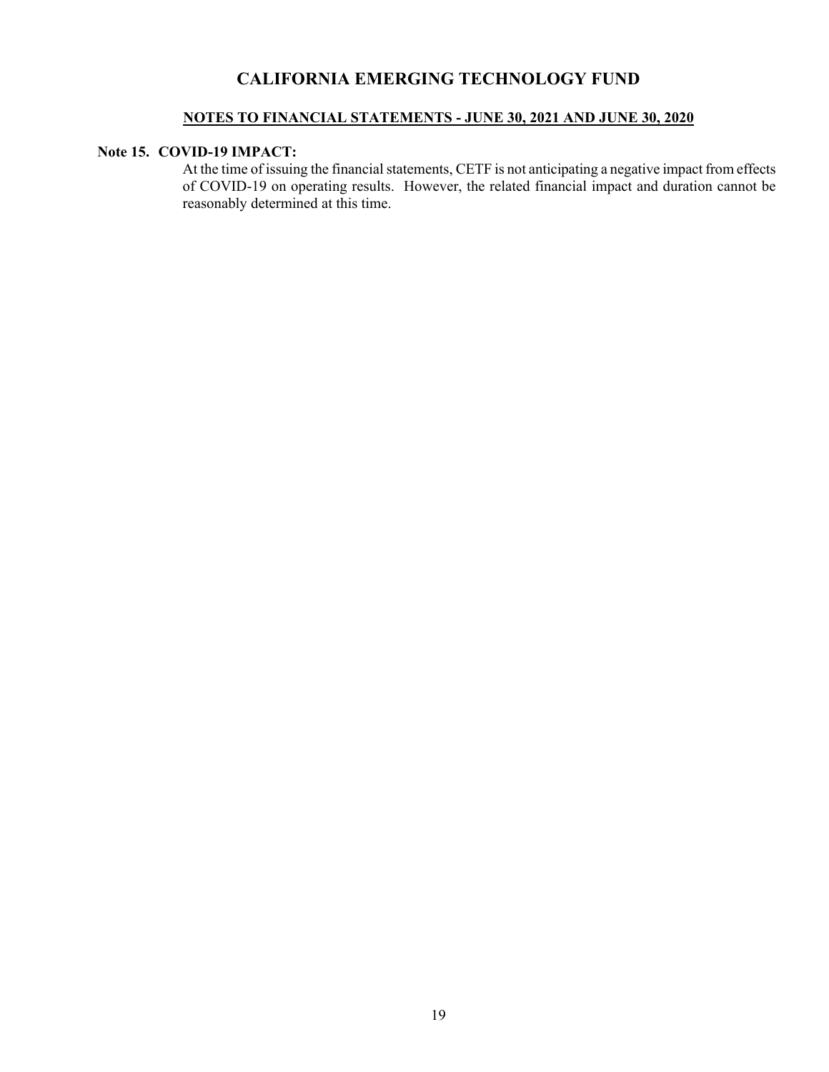# CALIFORNIA EMERGING TECHNOLOGY FUND

**NOTES TO FINANCIAL STATEMENTS - JUNE 30, 2021 AND JUNE 30, 2020**

**Note 15. COVID-19 IMPACT:**

At the time of issuing the financial statements, CETF is not anticipating a negative impact from effects of COVID-19 on operating results. However, the related financial impact and duration cannot be reasonably determined at this time.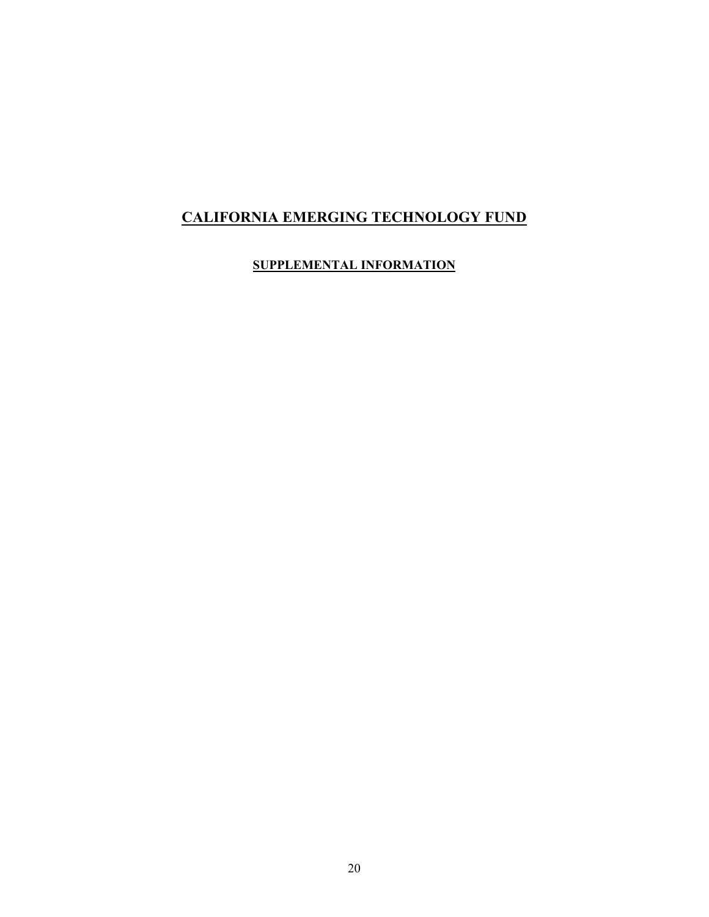# CALIFORNIA EMERGING TECHNOLOGY FUND

## SUPPLEMENTAL INFORMATION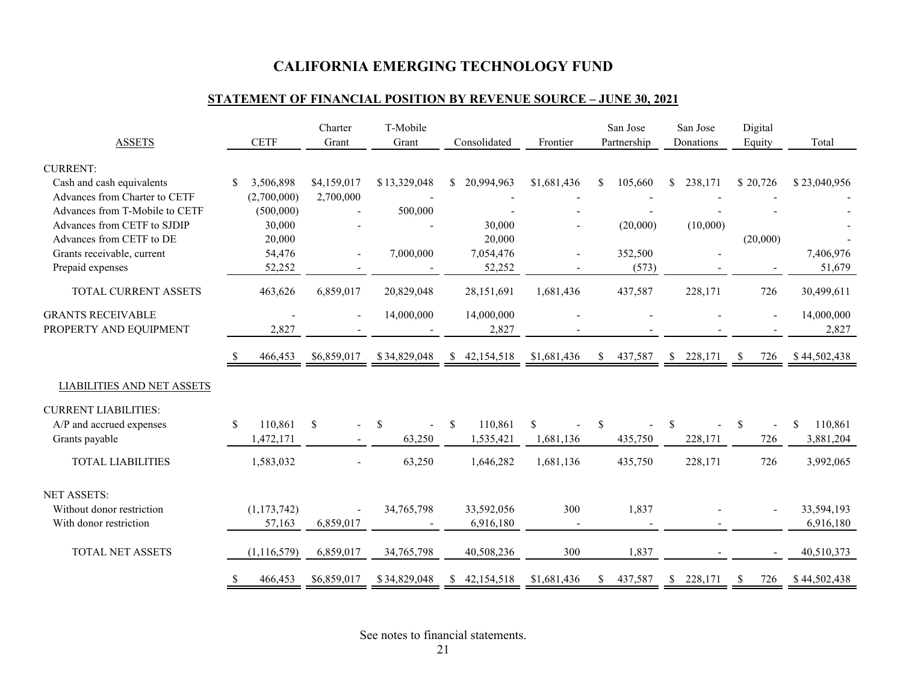# CALIFORNIA EMERGING TECHNOLOGY FUND

## STATEMENT OF FINANCIAL POSITION BY REVENUE SOURCE – JUNE 30, 2021

| ASSETS | CETF | Charter Grant | T-Mobile Grant | Consolidated | Frontier | San Jose Partnership | San Jose Donations | Digital Equity | Total |
|---|---|---|---|---|---|---|---|---|---|
| CURRENT: | | | | | | | | | |
| Cash and cash equivalents | $ 3,506,898 | $4,159,017 | $ 13,329,048 | $ 20,994,963 | $1,681,436 | $ 105,660 | $ 238,171 | $ 20,726 | $ 23,040,956 |
| Advances from Charter to CETF | (2,700,000) | 2,700,000 | - | - | - | - | - | - | - |
| Advances from T-Mobile to CETF | (500,000) | - | 500,000 | - | - | - | - | - | - |
| Advances from CETF to SJDIP | 30,000 | - | - | 30,000 | - | (20,000) | (10,000) | | - |
| Advances from CETF to DE | 20,000 | | | 20,000 | | | | (20,000) | - |
| Grants receivable, current | 54,476 | - | 7,000,000 | 7,054,476 | - | 352,500 | - | | 7,406,976 |
| Prepaid expenses | 52,252 | - | - | 52,252 | - | (573) | - | - | 51,679 |
| TOTAL CURRENT ASSETS | 463,626 | 6,859,017 | 20,829,048 | 28,151,691 | 1,681,436 | 437,587 | 228,171 | 726 | 30,499,611 |
| GRANTS RECEIVABLE | - | - | 14,000,000 | 14,000,000 | - | - | - | - | 14,000,000 |
| PROPERTY AND EQUIPMENT | 2,827 | - | - | 2,827 | - | - | - | - | 2,827 |
| | $ 466,453 | $6,859,017 | $ 34,829,048 | $ 42,154,518 | $1,681,436 | $ 437,587 | $ 228,171 | $ 726 | $ 44,502,438 |
| LIABILITIES AND NET ASSETS | | | | | | | | | |
| CURRENT LIABILITIES: | | | | | | | | | |
| A/P and accrued expenses | $ 110,861 | $ - | $ - | $ 110,861 | $ - | $ - | $ - | $ - | $ 110,861 |
| Grants payable | 1,472,171 | - | 63,250 | 1,535,421 | 1,681,136 | 435,750 | 228,171 | 726 | 3,881,204 |
| TOTAL LIABILITIES | 1,583,032 | - | 63,250 | 1,646,282 | 1,681,136 | 435,750 | 228,171 | 726 | 3,992,065 |
| NET ASSETS: | | | | | | | | | |
| Without donor restriction | (1,173,742) | - | 34,765,798 | 33,592,056 | 300 | 1,837 | - | - | 33,594,193 |
| With donor restriction | 57,163 | 6,859,017 | - | 6,916,180 | - | - | - | | 6,916,180 |
| TOTAL NET ASSETS | (1,116,579) | 6,859,017 | 34,765,798 | 40,508,236 | 300 | 1,837 | - | - | 40,510,373 |
| | $ 466,453 | $6,859,017 | $ 34,829,048 | $ 42,154,518 | $1,681,436 | $ 437,587 | $ 228,171 | $ 726 | $ 44,502,438 |

See notes to financial statements.